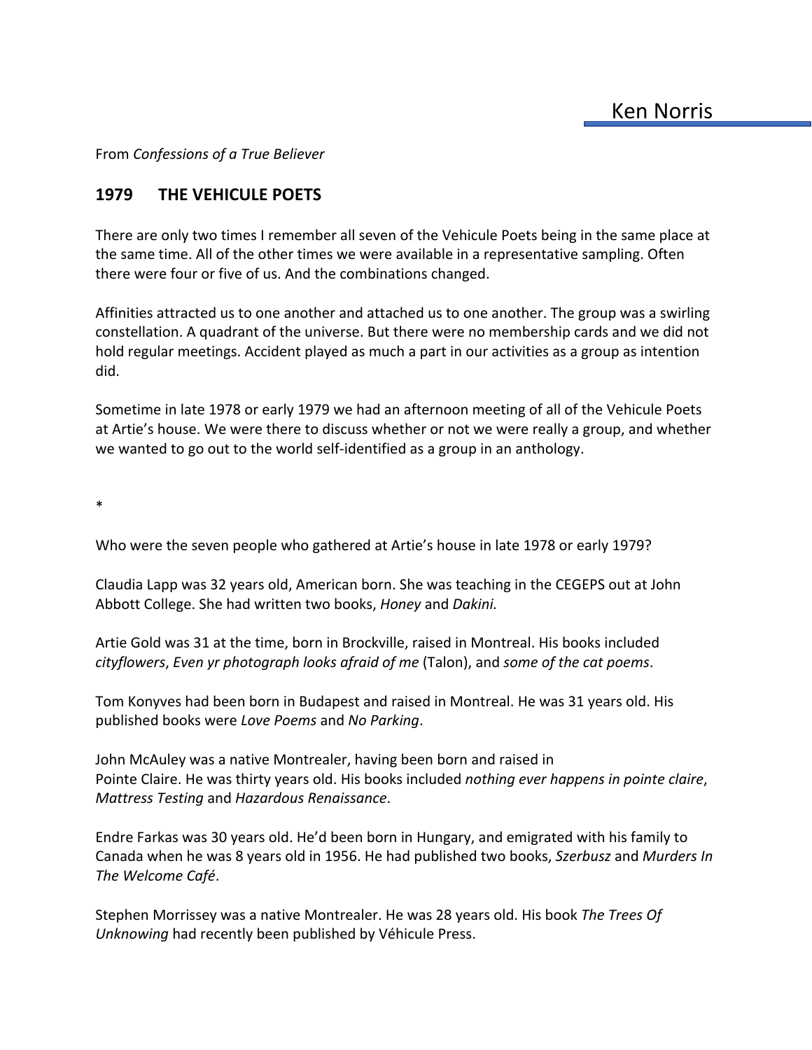# Ken Norris

From *Confessions of a True Believer*

## 1979 THE VEHICULE POETS

There are only two times I remember all seven of the Vehicule Poets being in the same place at the same time. All of the other times we were available in a representative sampling. Often there were four or five of us. And the combinations changed.

Affinities attracted us to one another and attached us to one another. The group was a swirling constellation. A quadrant of the universe. But there were no membership cards and we did not hold regular meetings. Accident played as much a part in our activities as a group as intention did.

Sometime in late 1978 or early 1979 we had an afternoon meeting of all of the Vehicule Poets at Artie's house. We were there to discuss whether or not we were really a group, and whether we wanted to go out to the world self-identified as a group in an anthology.

*

Who were the seven people who gathered at Artie's house in late 1978 or early 1979?

Claudia Lapp was 32 years old, American born. She was teaching in the CEGEPS out at John Abbott College. She had written two books, *Honey* and *Dakini.*

Artie Gold was 31 at the time, born in Brockville, raised in Montreal. His books included *cityflowers*, *Even yr photograph looks afraid of me* (Talon), and *some of the cat poems*.

Tom Konyves had been born in Budapest and raised in Montreal. He was 31 years old. His published books were *Love Poems* and *No Parking*.

John McAuley was a native Montrealer, having been born and raised in Pointe Claire. He was thirty years old. His books included *nothing ever happens in pointe claire*, *Mattress Testing* and *Hazardous Renaissance*.

Endre Farkas was 30 years old. He'd been born in Hungary, and emigrated with his family to Canada when he was 8 years old in 1956. He had published two books, *Szerbusz* and *Murders In The Welcome Café*.

Stephen Morrissey was a native Montrealer. He was 28 years old. His book *The Trees Of Unknowing* had recently been published by Véhicule Press.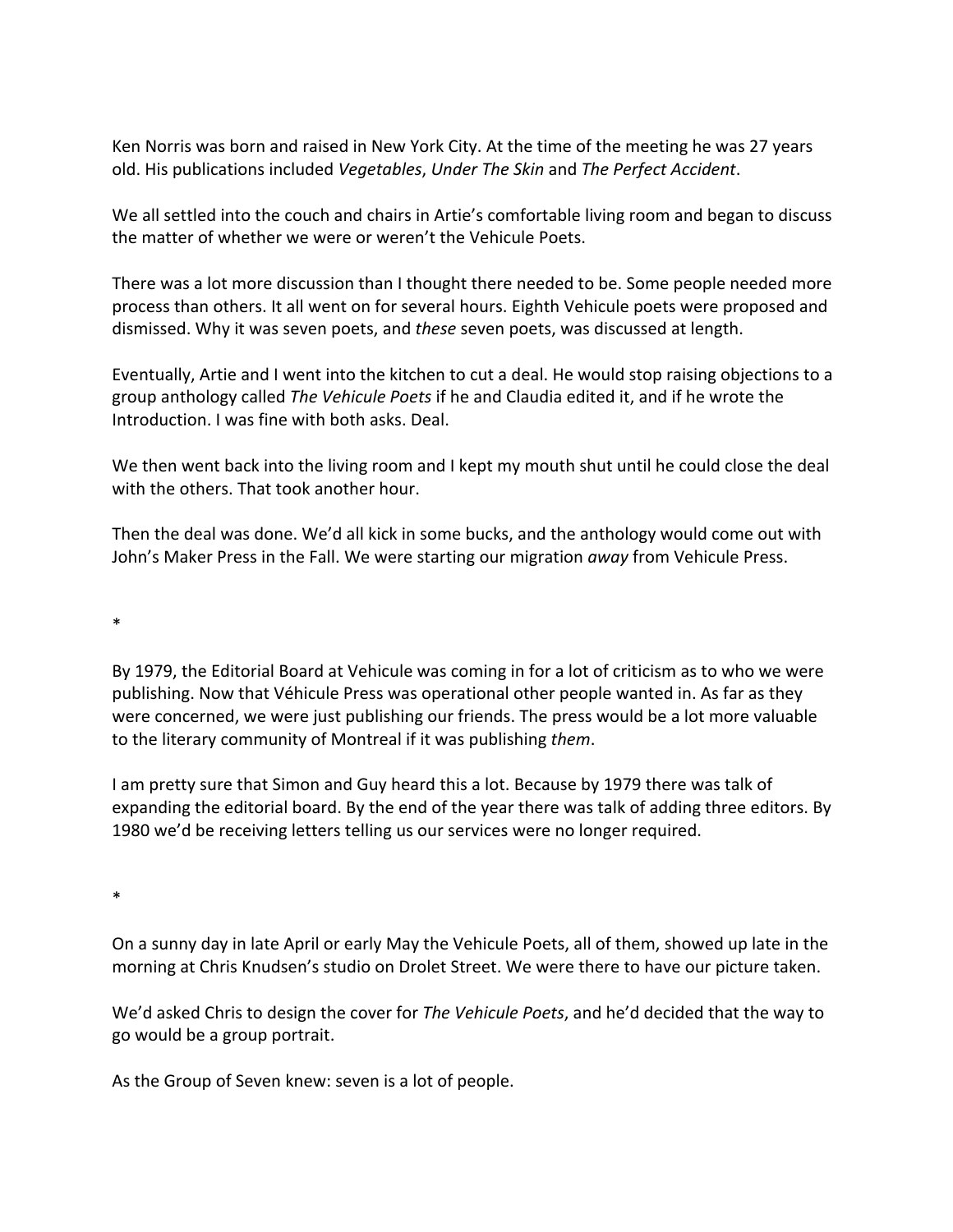Ken Norris was born and raised in New York City. At the time of the meeting he was 27 years old. His publications included *Vegetables*, *Under The Skin* and *The Perfect Accident*.

We all settled into the couch and chairs in Artie's comfortable living room and began to discuss the matter of whether we were or weren't the Vehicule Poets.

There was a lot more discussion than I thought there needed to be. Some people needed more process than others. It all went on for several hours. Eighth Vehicule poets were proposed and dismissed. Why it was seven poets, and *these* seven poets, was discussed at length.

Eventually, Artie and I went into the kitchen to cut a deal. He would stop raising objections to a group anthology called *The Vehicule Poets* if he and Claudia edited it, and if he wrote the Introduction. I was fine with both asks. Deal.

We then went back into the living room and I kept my mouth shut until he could close the deal with the others. That took another hour.

Then the deal was done. We'd all kick in some bucks, and the anthology would come out with John's Maker Press in the Fall. We were starting our migration *away* from Vehicule Press.

*

By 1979, the Editorial Board at Vehicule was coming in for a lot of criticism as to who we were publishing. Now that Véhicule Press was operational other people wanted in. As far as they were concerned, we were just publishing our friends. The press would be a lot more valuable to the literary community of Montreal if it was publishing *them*.

I am pretty sure that Simon and Guy heard this a lot. Because by 1979 there was talk of expanding the editorial board. By the end of the year there was talk of adding three editors. By 1980 we'd be receiving letters telling us our services were no longer required.

*

On a sunny day in late April or early May the Vehicule Poets, all of them, showed up late in the morning at Chris Knudsen's studio on Drolet Street. We were there to have our picture taken.

We'd asked Chris to design the cover for *The Vehicule Poets*, and he'd decided that the way to go would be a group portrait.

As the Group of Seven knew: seven is a lot of people.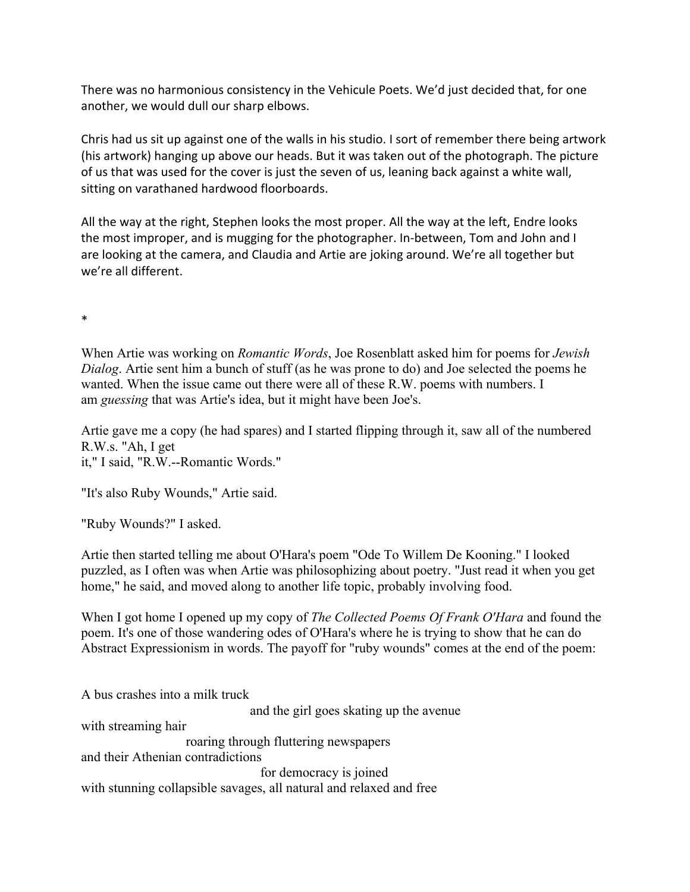There was no harmonious consistency in the Vehicule Poets. We'd just decided that, for one another, we would dull our sharp elbows.

Chris had us sit up against one of the walls in his studio. I sort of remember there being artwork (his artwork) hanging up above our heads. But it was taken out of the photograph. The picture of us that was used for the cover is just the seven of us, leaning back against a white wall, sitting on varathaned hardwood floorboards.

All the way at the right, Stephen looks the most proper. All the way at the left, Endre looks the most improper, and is mugging for the photographer. In-between, Tom and John and I are looking at the camera, and Claudia and Artie are joking around. We're all together but we're all different.

*

When Artie was working on *Romantic Words*, Joe Rosenblatt asked him for poems for *Jewish Dialog*. Artie sent him a bunch of stuff (as he was prone to do) and Joe selected the poems he wanted. When the issue came out there were all of these R.W. poems with numbers. I am *guessing* that was Artie's idea, but it might have been Joe's.

Artie gave me a copy (he had spares) and I started flipping through it, saw all of the numbered R.W.s. "Ah, I get it," I said, "R.W.--Romantic Words."

"It's also Ruby Wounds," Artie said.

"Ruby Wounds?" I asked.

Artie then started telling me about O'Hara's poem "Ode To Willem De Kooning." I looked puzzled, as I often was when Artie was philosophizing about poetry. "Just read it when you get home," he said, and moved along to another life topic, probably involving food.

When I got home I opened up my copy of *The Collected Poems Of Frank O'Hara* and found the poem. It's one of those wandering odes of O'Hara's where he is trying to show that he can do Abstract Expressionism in words. The payoff for "ruby wounds" comes at the end of the poem:

A bus crashes into a milk truck  
                                        and the girl goes skating up the avenue  
with streaming hair  
                        roaring through fluttering newspapers  
and their Athenian contradictions  
                                        for democracy is joined  
with stunning collapsible savages, all natural and relaxed and free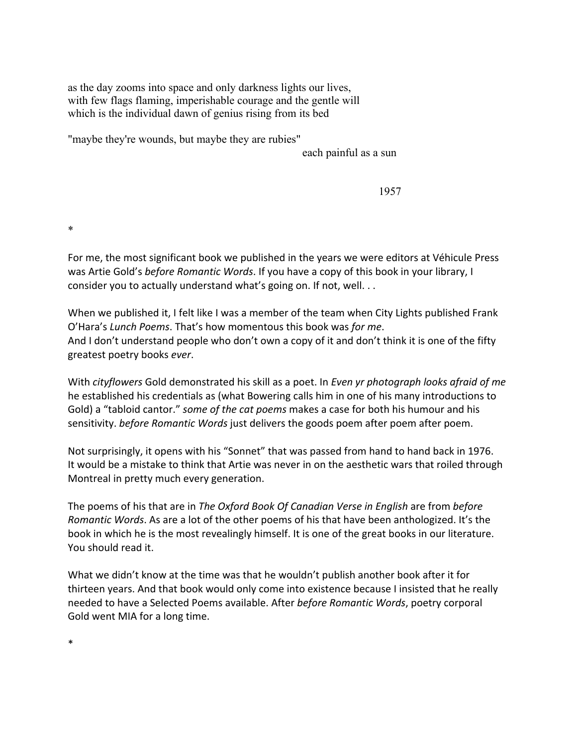as the day zooms into space and only darkness lights our lives,
with few flags flaming, imperishable courage and the gentle will
which is the individual dawn of genius rising from its bed

"maybe they're wounds, but maybe they are rubies"
each painful as a sun

1957

*

For me, the most significant book we published in the years we were editors at Véhicule Press was Artie Gold's *before Romantic Words*. If you have a copy of this book in your library, I consider you to actually understand what's going on. If not, well. . .

When we published it, I felt like I was a member of the team when City Lights published Frank O'Hara's *Lunch Poems*. That's how momentous this book was *for me*.
And I don't understand people who don't own a copy of it and don't think it is one of the fifty greatest poetry books *ever*.

With *cityflowers* Gold demonstrated his skill as a poet. In *Even yr photograph looks afraid of me* he established his credentials as (what Bowering calls him in one of his many introductions to Gold) a "tabloid cantor." *some of the cat poems* makes a case for both his humour and his sensitivity. *before Romantic Words* just delivers the goods poem after poem after poem.

Not surprisingly, it opens with his "Sonnet" that was passed from hand to hand back in 1976.
It would be a mistake to think that Artie was never in on the aesthetic wars that roiled through Montreal in pretty much every generation.

The poems of his that are in *The Oxford Book Of Canadian Verse in English* are from *before Romantic Words*. As are a lot of the other poems of his that have been anthologized. It's the book in which he is the most revealingly himself. It is one of the great books in our literature.
You should read it.

What we didn't know at the time was that he wouldn't publish another book after it for thirteen years. And that book would only come into existence because I insisted that he really needed to have a Selected Poems available. After *before Romantic Words*, poetry corporal Gold went MIA for a long time.

*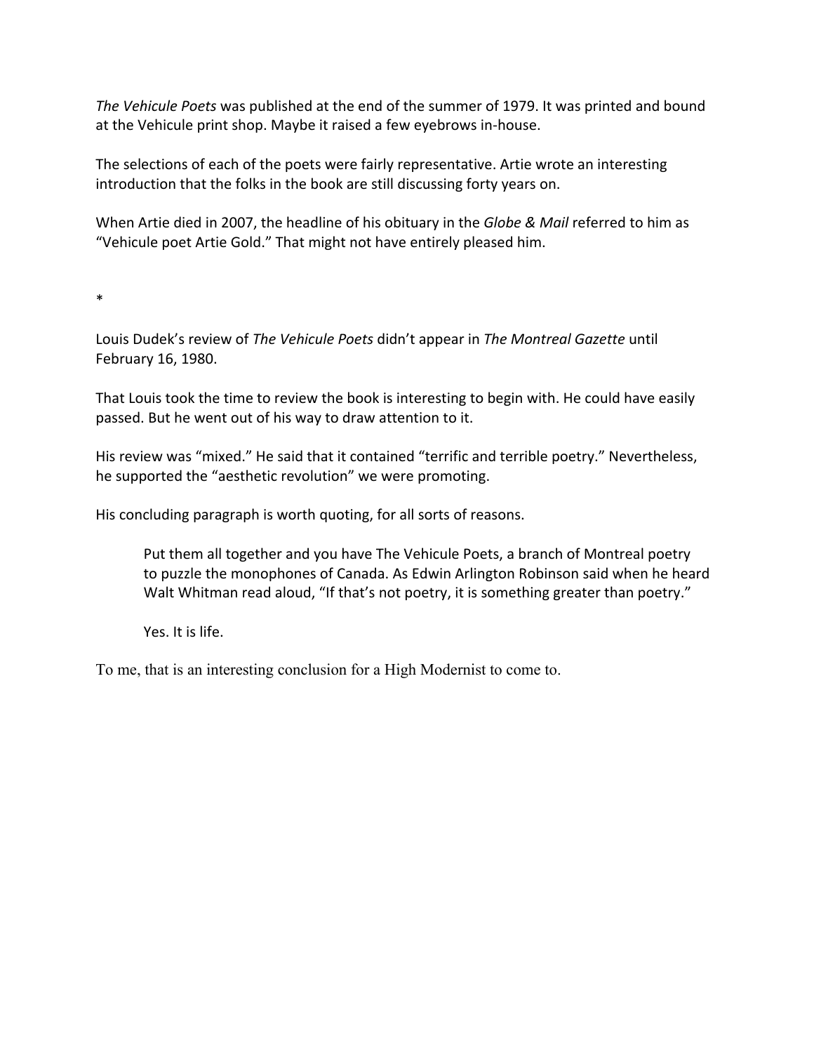*The Vehicule Poets* was published at the end of the summer of 1979. It was printed and bound at the Vehicule print shop. Maybe it raised a few eyebrows in-house.

The selections of each of the poets were fairly representative. Artie wrote an interesting introduction that the folks in the book are still discussing forty years on.

When Artie died in 2007, the headline of his obituary in the *Globe & Mail* referred to him as "Vehicule poet Artie Gold." That might not have entirely pleased him.

*

Louis Dudek's review of *The Vehicule Poets* didn't appear in *The Montreal Gazette* until February 16, 1980.

That Louis took the time to review the book is interesting to begin with. He could have easily passed. But he went out of his way to draw attention to it.

His review was "mixed." He said that it contained "terrific and terrible poetry." Nevertheless, he supported the "aesthetic revolution" we were promoting.

His concluding paragraph is worth quoting, for all sorts of reasons.

> Put them all together and you have The Vehicule Poets, a branch of Montreal poetry to puzzle the monophones of Canada. As Edwin Arlington Robinson said when he heard Walt Whitman read aloud, "If that's not poetry, it is something greater than poetry."
>
> Yes. It is life.

To me, that is an interesting conclusion for a High Modernist to come to.